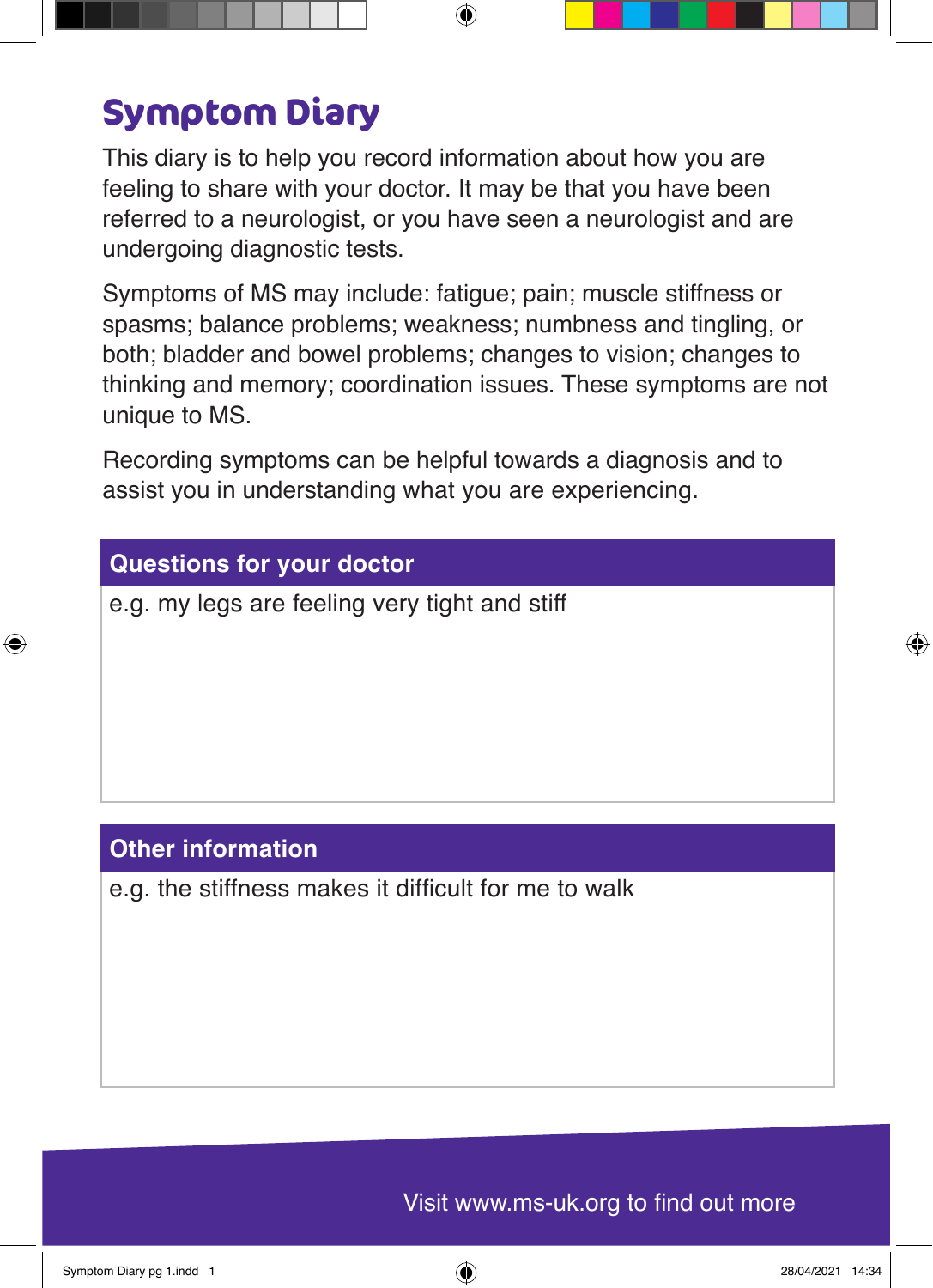# Symptom Diary

This diary is to help you record information about how you are feeling to share with your doctor. It may be that you have been referred to a neurologist, or you have seen a neurologist and are undergoing diagnostic tests.

Symptoms of MS may include: fatigue; pain; muscle stiffness or spasms; balance problems; weakness; numbness and tingling, or both; bladder and bowel problems; changes to vision; changes to thinking and memory; coordination issues. These symptoms are not unique to MS.

Recording symptoms can be helpful towards a diagnosis and to assist you in understanding what you are experiencing.

| Questions for your doctor |
| --- |
| e.g. my legs are feeling very tight and stiff |

| Other information |
| --- |
| e.g. the stiffness makes it difficult for me to walk |

Visit www.ms-uk.org to find out more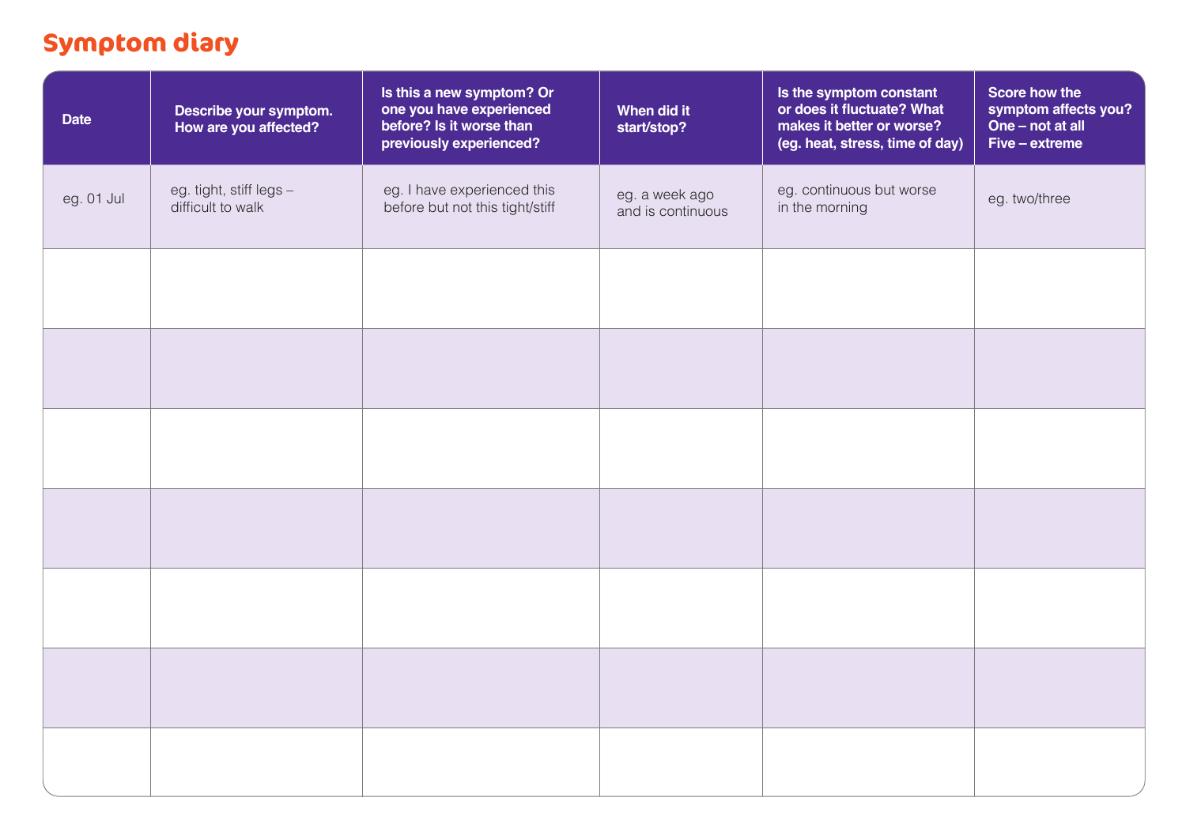# Symptom diary

| Date | Describe your symptom. How are you affected? | Is this a new symptom? Or one you have experienced before? Is it worse than previously experienced? | When did it start/stop? | Is the symptom constant or does it fluctuate? What makes it better or worse? (eg. heat, stress, time of day) | Score how the symptom affects you? One – not at all Five – extreme |
|---|---|---|---|---|---|
| eg. 01 Jul | eg. tight, stiff legs – difficult to walk | eg. I have experienced this before but not this tight/stiff | eg. a week ago and is continuous | eg. continuous but worse in the morning | eg. two/three |
| | | | | | |
| | | | | | |
| | | | | | |
| | | | | | |
| | | | | | |
| | | | | | |
| | | | | | |